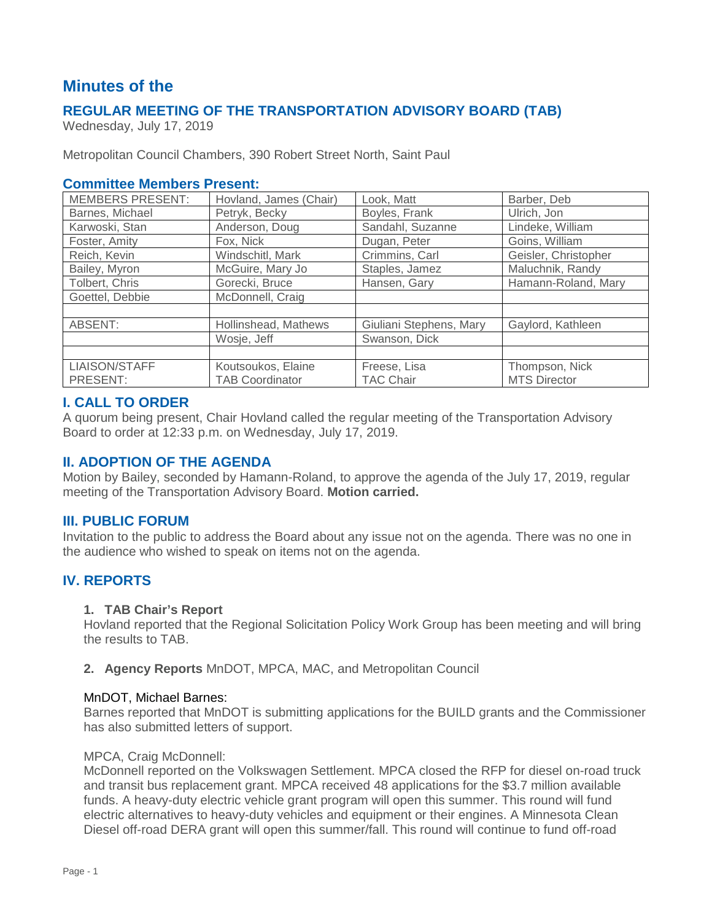# Minutes of the

## REGULAR MEETING OF THE TRANSPORTATION ADVISORY BOARD (TAB)

Wednesday, July 17, 2019

Metropolitan Council Chambers, 390 Robert Street North, Saint Paul

### Committee Members Present:

| MEMBERS PRESENT: | Hovland, James (Chair) | Look, Matt | Barber, Deb |
|---|---|---|---|
| Barnes, Michael | Petryk, Becky | Boyles, Frank | Ulrich, Jon |
| Karwoski, Stan | Anderson, Doug | Sandahl, Suzanne | Lindeke, William |
| Foster, Amity | Fox, Nick | Dugan, Peter | Goins, William |
| Reich, Kevin | Windschitl, Mark | Crimmins, Carl | Geisler, Christopher |
| Bailey, Myron | McGuire, Mary Jo | Staples, Jamez | Maluchnik, Randy |
| Tolbert, Chris | Gorecki, Bruce | Hansen, Gary | Hamann-Roland, Mary |
| Goettel, Debbie | McDonnell, Craig | | |
| | | | |
| ABSENT: | Hollinshead, Mathews | Giuliani Stephens, Mary | Gaylord, Kathleen |
| | Wosje, Jeff | Swanson, Dick | |
| | | | |
| LIAISON/STAFF PRESENT: | Koutsoukos, Elaine TAB Coordinator | Freese, Lisa TAC Chair | Thompson, Nick MTS Director |

### I. CALL TO ORDER

A quorum being present, Chair Hovland called the regular meeting of the Transportation Advisory Board to order at 12:33 p.m. on Wednesday, July 17, 2019.

### II. ADOPTION OF THE AGENDA

Motion by Bailey, seconded by Hamann-Roland, to approve the agenda of the July 17, 2019, regular meeting of the Transportation Advisory Board. **Motion carried.**

### III. PUBLIC FORUM

Invitation to the public to address the Board about any issue not on the agenda. There was no one in the audience who wished to speak on items not on the agenda.

### IV. REPORTS

1. **TAB Chair's Report**

Hovland reported that the Regional Solicitation Policy Work Group has been meeting and will bring the results to TAB.

2. **Agency Reports** MnDOT, MPCA, MAC, and Metropolitan Council

MnDOT, Michael Barnes:

Barnes reported that MnDOT is submitting applications for the BUILD grants and the Commissioner has also submitted letters of support.

MPCA, Craig McDonnell:

McDonnell reported on the Volkswagen Settlement. MPCA closed the RFP for diesel on-road truck and transit bus replacement grant. MPCA received 48 applications for the $3.7 million available funds. A heavy-duty electric vehicle grant program will open this summer. This round will fund electric alternatives to heavy-duty vehicles and equipment or their engines. A Minnesota Clean Diesel off-road DERA grant will open this summer/fall. This round will continue to fund off-road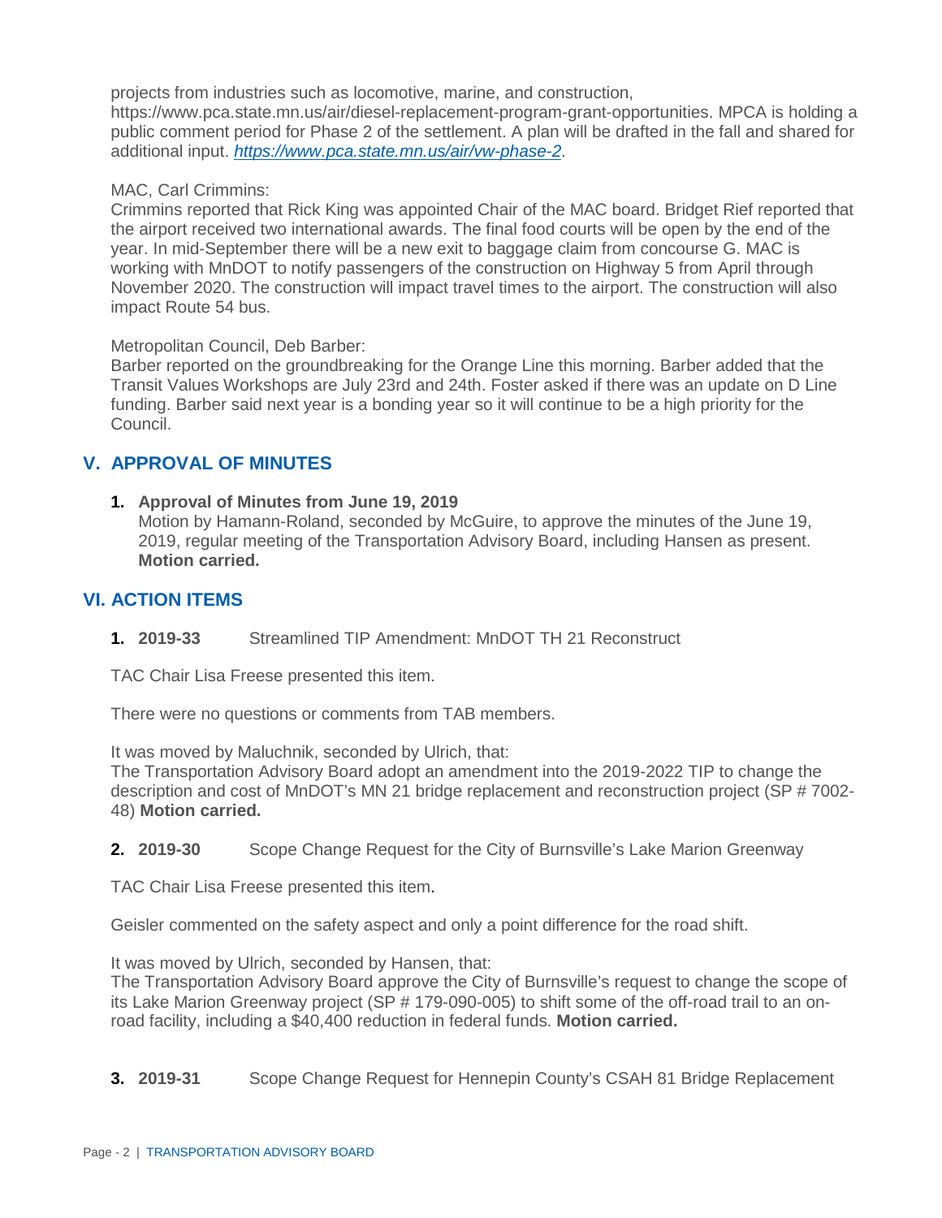projects from industries such as locomotive, marine, and construction, https://www.pca.state.mn.us/air/diesel-replacement-program-grant-opportunities. MPCA is holding a public comment period for Phase 2 of the settlement. A plan will be drafted in the fall and shared for additional input. *https://www.pca.state.mn.us/air/vw-phase-2*.

MAC, Carl Crimmins:
Crimmins reported that Rick King was appointed Chair of the MAC board. Bridget Rief reported that the airport received two international awards. The final food courts will be open by the end of the year. In mid-September there will be a new exit to baggage claim from concourse G. MAC is working with MnDOT to notify passengers of the construction on Highway 5 from April through November 2020. The construction will impact travel times to the airport. The construction will also impact Route 54 bus.

Metropolitan Council, Deb Barber:
Barber reported on the groundbreaking for the Orange Line this morning. Barber added that the Transit Values Workshops are July 23rd and 24th. Foster asked if there was an update on D Line funding. Barber said next year is a bonding year so it will continue to be a high priority for the Council.

## V. APPROVAL OF MINUTES

1. **Approval of Minutes from June 19, 2019**
   Motion by Hamann-Roland, seconded by McGuire, to approve the minutes of the June 19, 2019, regular meeting of the Transportation Advisory Board, including Hansen as present. **Motion carried.**

## VI. ACTION ITEMS

1. **2019-33** Streamlined TIP Amendment: MnDOT TH 21 Reconstruct

TAC Chair Lisa Freese presented this item.

There were no questions or comments from TAB members.

It was moved by Maluchnik, seconded by Ulrich, that:
The Transportation Advisory Board adopt an amendment into the 2019-2022 TIP to change the description and cost of MnDOT's MN 21 bridge replacement and reconstruction project (SP # 7002-48) **Motion carried.**

2. **2019-30** Scope Change Request for the City of Burnsville's Lake Marion Greenway

TAC Chair Lisa Freese presented this item.

Geisler commented on the safety aspect and only a point difference for the road shift.

It was moved by Ulrich, seconded by Hansen, that:
The Transportation Advisory Board approve the City of Burnsville's request to change the scope of its Lake Marion Greenway project (SP # 179-090-005) to shift some of the off-road trail to an on-road facility, including a $40,400 reduction in federal funds. **Motion carried.**

3. **2019-31** Scope Change Request for Hennepin County's CSAH 81 Bridge Replacement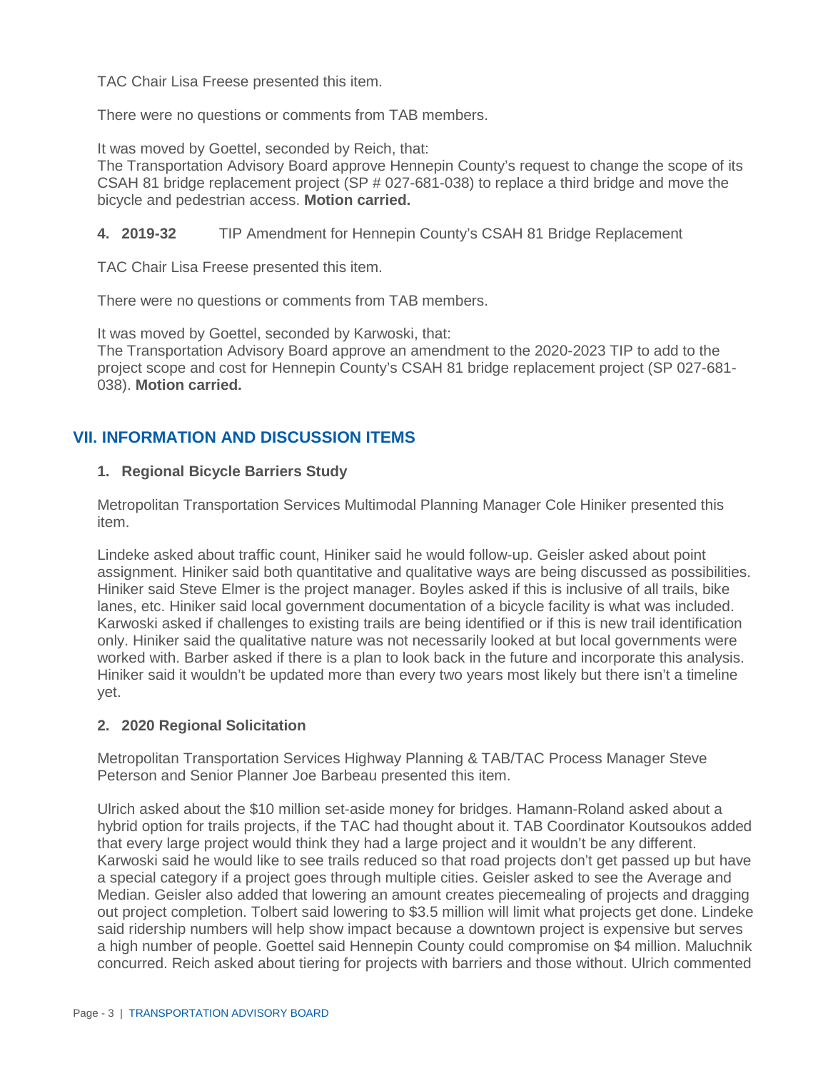TAC Chair Lisa Freese presented this item.

There were no questions or comments from TAB members.

It was moved by Goettel, seconded by Reich, that:
The Transportation Advisory Board approve Hennepin County's request to change the scope of its CSAH 81 bridge replacement project (SP # 027-681-038) to replace a third bridge and move the bicycle and pedestrian access. **Motion carried.**

**4. 2019-32** TIP Amendment for Hennepin County's CSAH 81 Bridge Replacement

TAC Chair Lisa Freese presented this item.

There were no questions or comments from TAB members.

It was moved by Goettel, seconded by Karwoski, that:
The Transportation Advisory Board approve an amendment to the 2020-2023 TIP to add to the project scope and cost for Hennepin County's CSAH 81 bridge replacement project (SP 027-681-038). **Motion carried.**

## VII. INFORMATION AND DISCUSSION ITEMS

**1. Regional Bicycle Barriers Study**

Metropolitan Transportation Services Multimodal Planning Manager Cole Hiniker presented this item.

Lindeke asked about traffic count, Hiniker said he would follow-up. Geisler asked about point assignment. Hiniker said both quantitative and qualitative ways are being discussed as possibilities. Hiniker said Steve Elmer is the project manager. Boyles asked if this is inclusive of all trails, bike lanes, etc. Hiniker said local government documentation of a bicycle facility is what was included. Karwoski asked if challenges to existing trails are being identified or if this is new trail identification only. Hiniker said the qualitative nature was not necessarily looked at but local governments were worked with. Barber asked if there is a plan to look back in the future and incorporate this analysis. Hiniker said it wouldn't be updated more than every two years most likely but there isn't a timeline yet.

**2. 2020 Regional Solicitation**

Metropolitan Transportation Services Highway Planning & TAB/TAC Process Manager Steve Peterson and Senior Planner Joe Barbeau presented this item.

Ulrich asked about the $10 million set-aside money for bridges. Hamann-Roland asked about a hybrid option for trails projects, if the TAC had thought about it. TAB Coordinator Koutsoukos added that every large project would think they had a large project and it wouldn't be any different. Karwoski said he would like to see trails reduced so that road projects don't get passed up but have a special category if a project goes through multiple cities. Geisler asked to see the Average and Median. Geisler also added that lowering an amount creates piecemealing of projects and dragging out project completion. Tolbert said lowering to $3.5 million will limit what projects get done. Lindeke said ridership numbers will help show impact because a downtown project is expensive but serves a high number of people. Goettel said Hennepin County could compromise on $4 million. Maluchnik concurred. Reich asked about tiering for projects with barriers and those without. Ulrich commented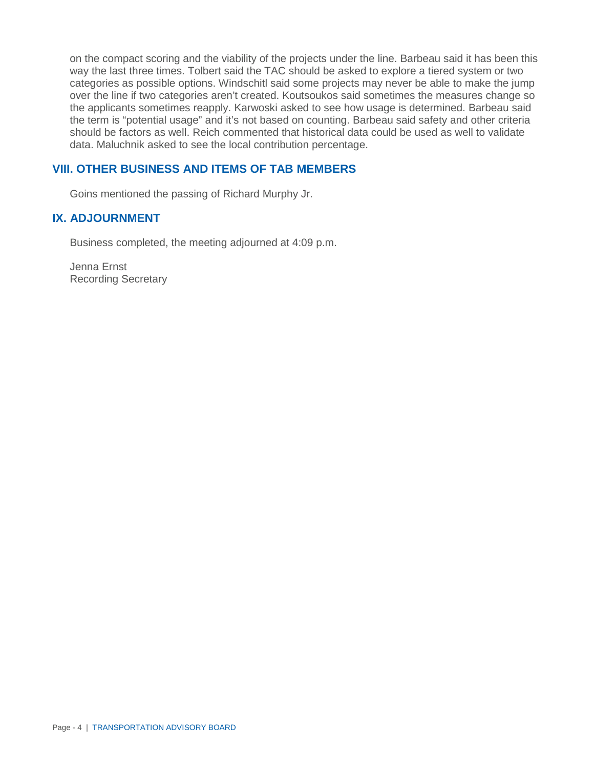on the compact scoring and the viability of the projects under the line. Barbeau said it has been this way the last three times. Tolbert said the TAC should be asked to explore a tiered system or two categories as possible options. Windschitl said some projects may never be able to make the jump over the line if two categories aren't created. Koutsoukos said sometimes the measures change so the applicants sometimes reapply. Karwoski asked to see how usage is determined. Barbeau said the term is "potential usage" and it's not based on counting. Barbeau said safety and other criteria should be factors as well. Reich commented that historical data could be used as well to validate data. Maluchnik asked to see the local contribution percentage.

## VIII. OTHER BUSINESS AND ITEMS OF TAB MEMBERS

Goins mentioned the passing of Richard Murphy Jr.

## IX. ADJOURNMENT

Business completed, the meeting adjourned at 4:09 p.m.

Jenna Ernst
Recording Secretary